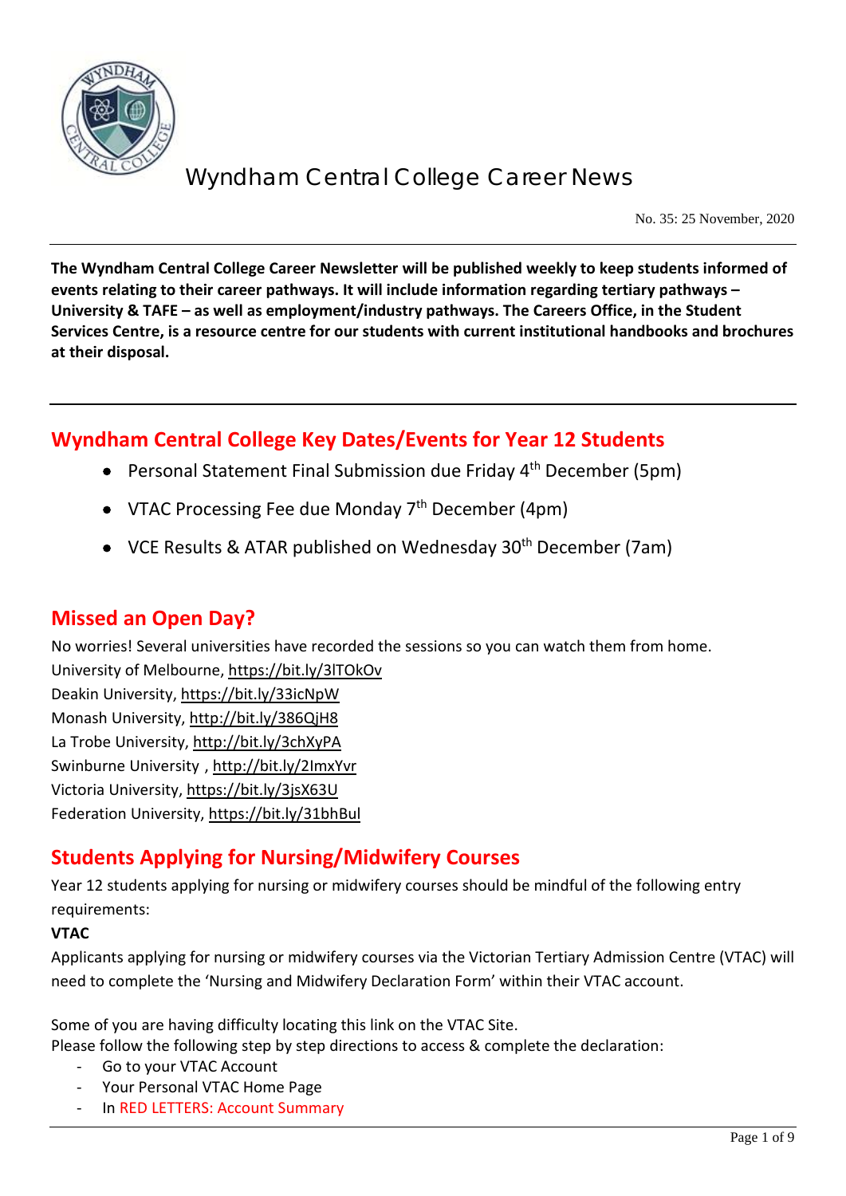# Wyndham Central College Career News

No. 35: 25 November, 2020

**The Wyndham Central College Career Newsletter will be published weekly to keep students informed of events relating to their career pathways. It will include information regarding tertiary pathways – University & TAFE – as well as employment/industry pathways. The Careers Office, in the Student Services Centre, is a resource centre for our students with current institutional handbooks and brochures at their disposal.**

## Wyndham Central College Key Dates/Events for Year 12 Students

- Personal Statement Final Submission due Friday 4th December (5pm)
- VTAC Processing Fee due Monday 7th December (4pm)
- VCE Results & ATAR published on Wednesday 30th December (7am)

## Missed an Open Day?

No worries! Several universities have recorded the sessions so you can watch them from home.
University of Melbourne, https://bit.ly/3lTOkOv
Deakin University, https://bit.ly/33icNpW
Monash University, http://bit.ly/386QjH8
La Trobe University, http://bit.ly/3chXyPA
Swinburne University , http://bit.ly/2ImxYvr
Victoria University, https://bit.ly/3jsX63U
Federation University, https://bit.ly/31bhBul

## Students Applying for Nursing/Midwifery Courses

Year 12 students applying for nursing or midwifery courses should be mindful of the following entry requirements:

**VTAC**

Applicants applying for nursing or midwifery courses via the Victorian Tertiary Admission Centre (VTAC) will need to complete the 'Nursing and Midwifery Declaration Form' within their VTAC account.

Some of you are having difficulty locating this link on the VTAC Site.
Please follow the following step by step directions to access & complete the declaration:

- Go to your VTAC Account
- Your Personal VTAC Home Page
- In RED LETTERS: Account Summary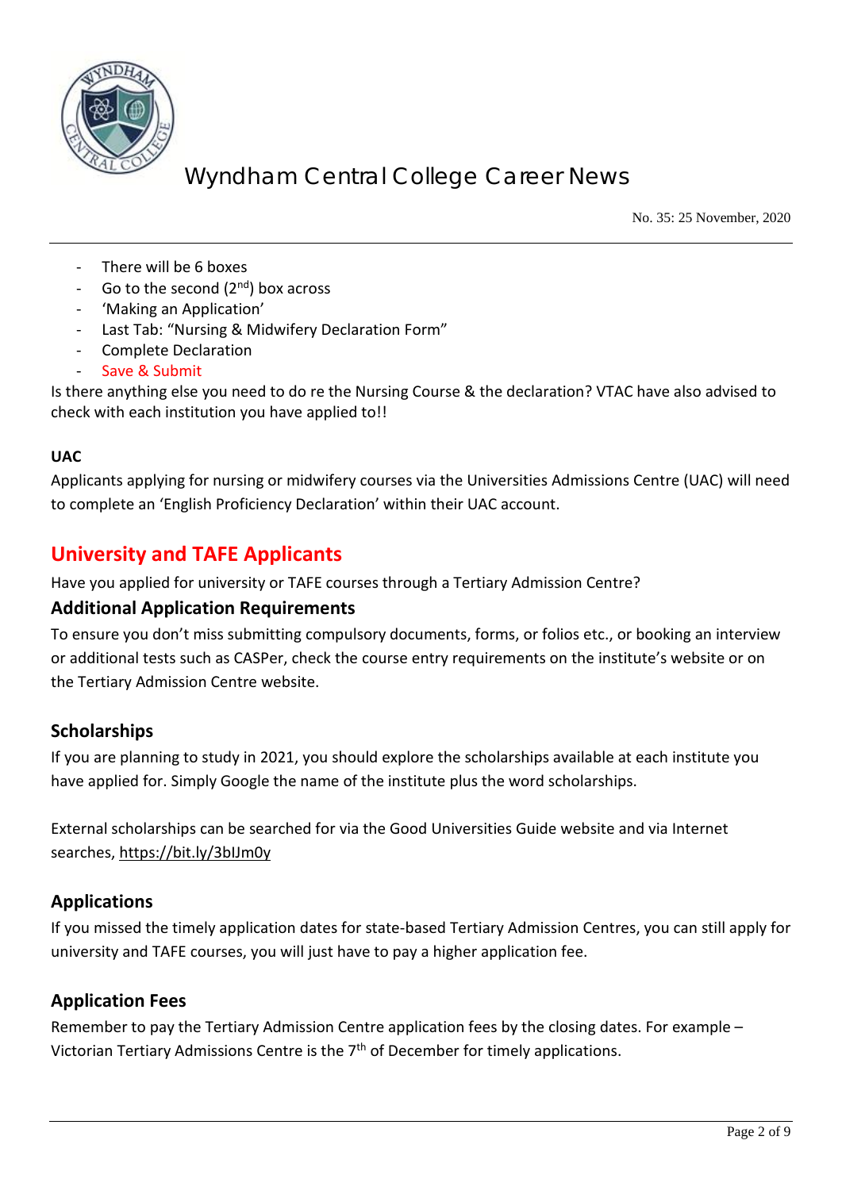- There will be 6 boxes
- Go to the second (2nd) box across
- 'Making an Application'
- Last Tab: "Nursing & Midwifery Declaration Form"
- Complete Declaration
- Save & Submit

Is there anything else you need to do re the Nursing Course & the declaration? VTAC have also advised to check with each institution you have applied to!!

**UAC**

Applicants applying for nursing or midwifery courses via the Universities Admissions Centre (UAC) will need to complete an 'English Proficiency Declaration' within their UAC account.

## University and TAFE Applicants

Have you applied for university or TAFE courses through a Tertiary Admission Centre?

### Additional Application Requirements

To ensure you don't miss submitting compulsory documents, forms, or folios etc., or booking an interview or additional tests such as CASPer, check the course entry requirements on the institute's website or on the Tertiary Admission Centre website.

### Scholarships

If you are planning to study in 2021, you should explore the scholarships available at each institute you have applied for. Simply Google the name of the institute plus the word scholarships.

External scholarships can be searched for via the Good Universities Guide website and via Internet searches, https://bit.ly/3blJm0y

### Applications

If you missed the timely application dates for state-based Tertiary Admission Centres, you can still apply for university and TAFE courses, you will just have to pay a higher application fee.

### Application Fees

Remember to pay the Tertiary Admission Centre application fees by the closing dates. For example – Victorian Tertiary Admissions Centre is the 7th of December for timely applications.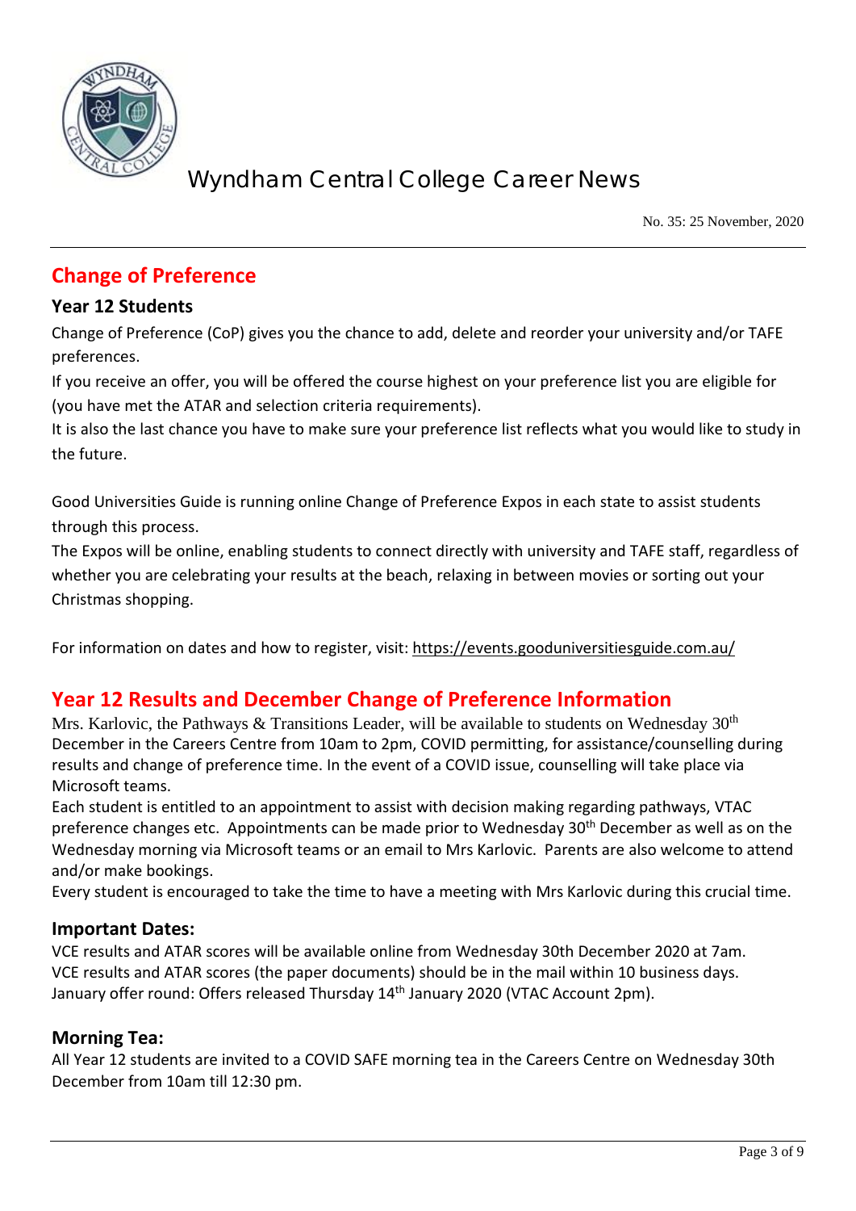## Change of Preference

### Year 12 Students

Change of Preference (CoP) gives you the chance to add, delete and reorder your university and/or TAFE preferences.

If you receive an offer, you will be offered the course highest on your preference list you are eligible for (you have met the ATAR and selection criteria requirements).

It is also the last chance you have to make sure your preference list reflects what you would like to study in the future.

Good Universities Guide is running online Change of Preference Expos in each state to assist students through this process.

The Expos will be online, enabling students to connect directly with university and TAFE staff, regardless of whether you are celebrating your results at the beach, relaxing in between movies or sorting out your Christmas shopping.

For information on dates and how to register, visit: https://events.gooduniversitiesguide.com.au/

## Year 12 Results and December Change of Preference Information

Mrs. Karlovic, the Pathways & Transitions Leader, will be available to students on Wednesday 30th December in the Careers Centre from 10am to 2pm, COVID permitting, for assistance/counselling during results and change of preference time. In the event of a COVID issue, counselling will take place via Microsoft teams.

Each student is entitled to an appointment to assist with decision making regarding pathways, VTAC preference changes etc. Appointments can be made prior to Wednesday 30th December as well as on the Wednesday morning via Microsoft teams or an email to Mrs Karlovic. Parents are also welcome to attend and/or make bookings.

Every student is encouraged to take the time to have a meeting with Mrs Karlovic during this crucial time.

### Important Dates:

VCE results and ATAR scores will be available online from Wednesday 30th December 2020 at 7am.
VCE results and ATAR scores (the paper documents) should be in the mail within 10 business days.
January offer round: Offers released Thursday 14th January 2020 (VTAC Account 2pm).

### Morning Tea:

All Year 12 students are invited to a COVID SAFE morning tea in the Careers Centre on Wednesday 30th December from 10am till 12:30 pm.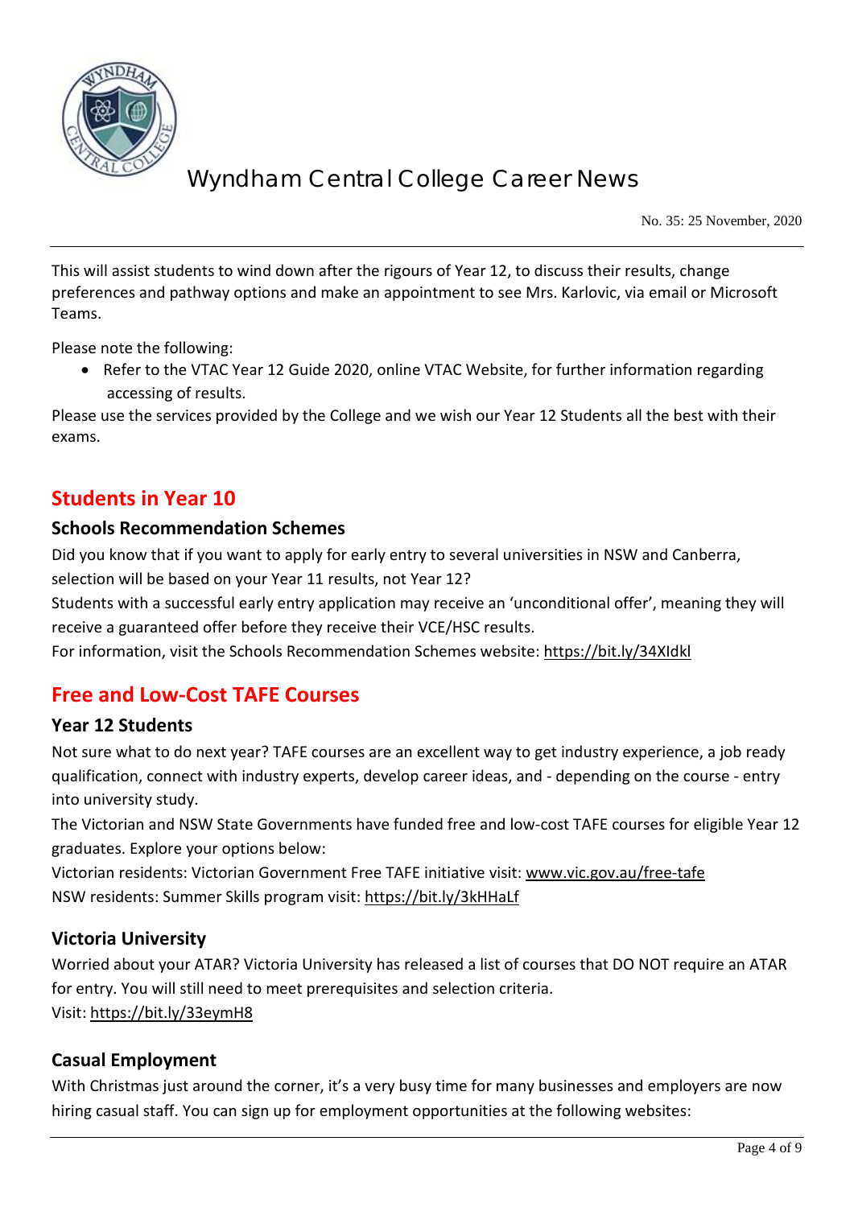This will assist students to wind down after the rigours of Year 12, to discuss their results, change preferences and pathway options and make an appointment to see Mrs. Karlovic, via email or Microsoft Teams.

Please note the following:

- Refer to the VTAC Year 12 Guide 2020, online VTAC Website, for further information regarding accessing of results.

Please use the services provided by the College and we wish our Year 12 Students all the best with their exams.

## Students in Year 10

### Schools Recommendation Schemes

Did you know that if you want to apply for early entry to several universities in NSW and Canberra, selection will be based on your Year 11 results, not Year 12?

Students with a successful early entry application may receive an 'unconditional offer', meaning they will receive a guaranteed offer before they receive their VCE/HSC results.

For information, visit the Schools Recommendation Schemes website: https://bit.ly/34XIdkl

## Free and Low-Cost TAFE Courses

### Year 12 Students

Not sure what to do next year? TAFE courses are an excellent way to get industry experience, a job ready qualification, connect with industry experts, develop career ideas, and - depending on the course - entry into university study.

The Victorian and NSW State Governments have funded free and low-cost TAFE courses for eligible Year 12 graduates. Explore your options below:

Victorian residents: Victorian Government Free TAFE initiative visit: www.vic.gov.au/free-tafe

NSW residents: Summer Skills program visit: https://bit.ly/3kHHaLf

### Victoria University

Worried about your ATAR? Victoria University has released a list of courses that DO NOT require an ATAR for entry. You will still need to meet prerequisites and selection criteria.

Visit: https://bit.ly/33eymH8

### Casual Employment

With Christmas just around the corner, it's a very busy time for many businesses and employers are now hiring casual staff. You can sign up for employment opportunities at the following websites: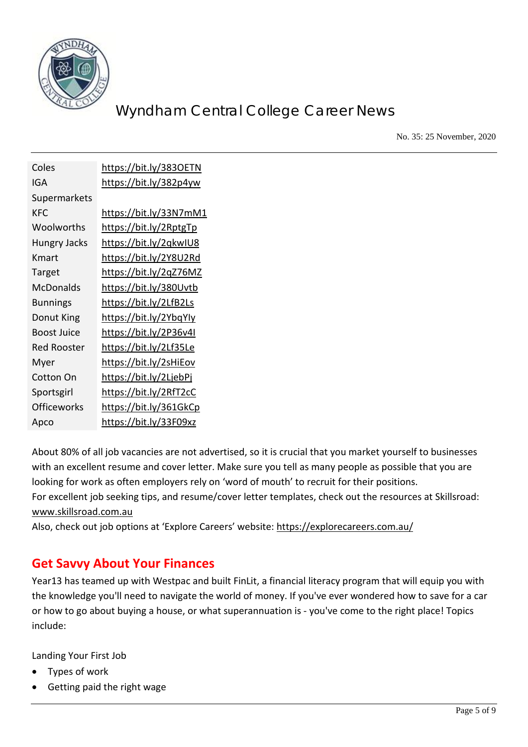| | |
|---|---|
| Coles | https://bit.ly/383OETN |
| IGA Supermarkets | https://bit.ly/382p4yw |
| KFC | https://bit.ly/33N7mM1 |
| Woolworths | https://bit.ly/2RptgTp |
| Hungry Jacks | https://bit.ly/2qkwIU8 |
| Kmart | https://bit.ly/2Y8U2Rd |
| Target | https://bit.ly/2qZ76MZ |
| McDonalds | https://bit.ly/380Uvtb |
| Bunnings | https://bit.ly/2LfB2Ls |
| Donut King | https://bit.ly/2YbqYly |
| Boost Juice | https://bit.ly/2P36v4I |
| Red Rooster | https://bit.ly/2Lf35Le |
| Myer | https://bit.ly/2sHiEov |
| Cotton On | https://bit.ly/2LjebPj |
| Sportsgirl | https://bit.ly/2RfT2cC |
| Officeworks | https://bit.ly/361GkCp |
| Apco | https://bit.ly/33F09xz |

About 80% of all job vacancies are not advertised, so it is crucial that you market yourself to businesses with an excellent resume and cover letter. Make sure you tell as many people as possible that you are looking for work as often employers rely on 'word of mouth' to recruit for their positions.
For excellent job seeking tips, and resume/cover letter templates, check out the resources at Skillsroad: www.skillsroad.com.au
Also, check out job options at 'Explore Careers' website: https://explorecareers.com.au/

## Get Savvy About Your Finances

Year13 has teamed up with Westpac and built FinLit, a financial literacy program that will equip you with the knowledge you'll need to navigate the world of money. If you've ever wondered how to save for a car or how to go about buying a house, or what superannuation is - you've come to the right place! Topics include:

Landing Your First Job

- Types of work
- Getting paid the right wage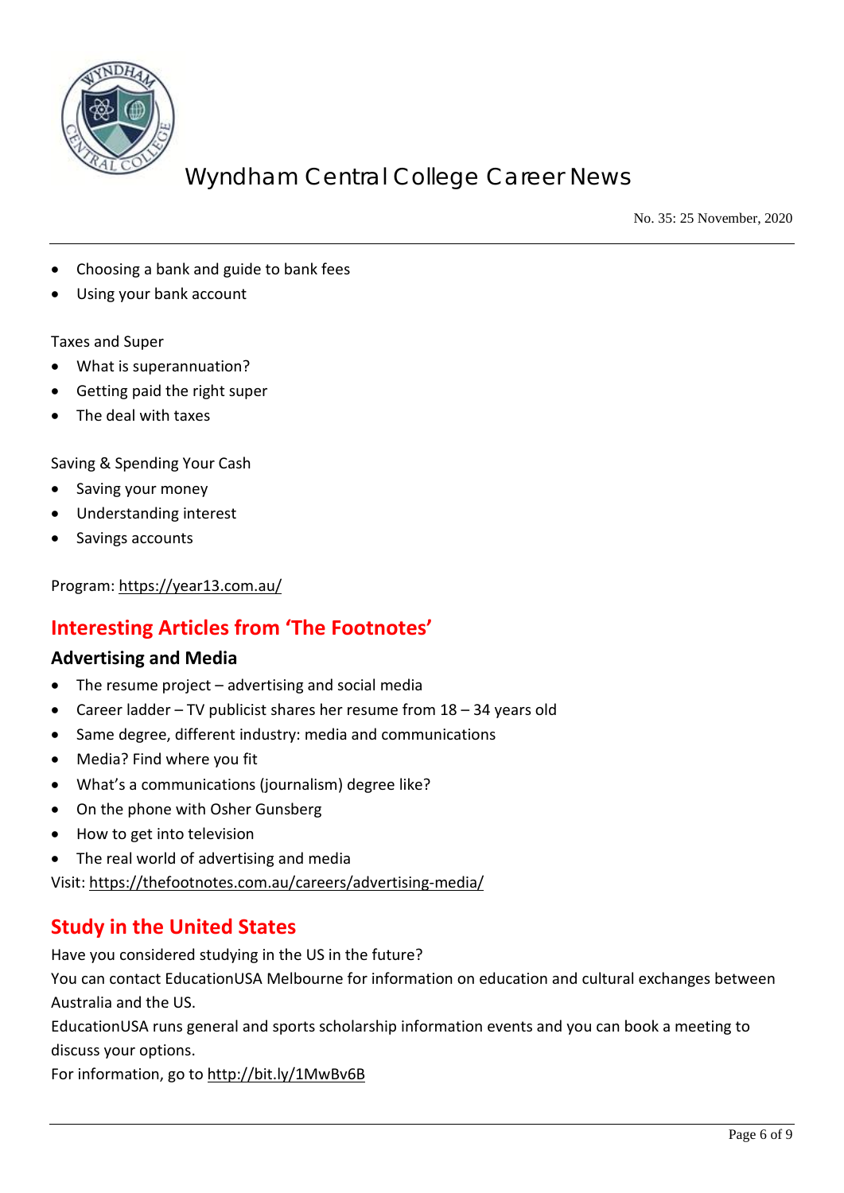- Choosing a bank and guide to bank fees
- Using your bank account

Taxes and Super

- What is superannuation?
- Getting paid the right super
- The deal with taxes

Saving & Spending Your Cash

- Saving your money
- Understanding interest
- Savings accounts

Program: https://year13.com.au/

## Interesting Articles from 'The Footnotes'

### Advertising and Media

- The resume project – advertising and social media
- Career ladder – TV publicist shares her resume from 18 – 34 years old
- Same degree, different industry: media and communications
- Media? Find where you fit
- What's a communications (journalism) degree like?
- On the phone with Osher Gunsberg
- How to get into television
- The real world of advertising and media

Visit: https://thefootnotes.com.au/careers/advertising-media/

## Study in the United States

Have you considered studying in the US in the future?

You can contact EducationUSA Melbourne for information on education and cultural exchanges between Australia and the US.

EducationUSA runs general and sports scholarship information events and you can book a meeting to discuss your options.

For information, go to http://bit.ly/1MwBv6B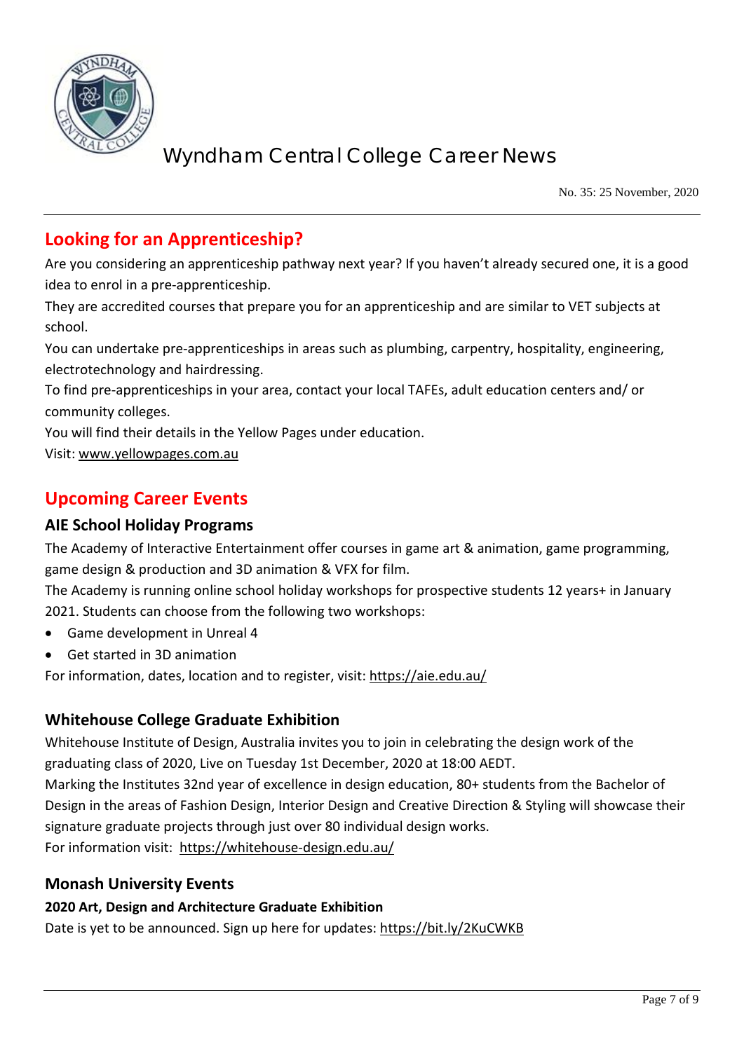## Looking for an Apprenticeship?

Are you considering an apprenticeship pathway next year? If you haven't already secured one, it is a good idea to enrol in a pre-apprenticeship.

They are accredited courses that prepare you for an apprenticeship and are similar to VET subjects at school.

You can undertake pre-apprenticeships in areas such as plumbing, carpentry, hospitality, engineering, electrotechnology and hairdressing.

To find pre-apprenticeships in your area, contact your local TAFEs, adult education centers and/ or community colleges.

You will find their details in the Yellow Pages under education.

Visit: www.yellowpages.com.au

## Upcoming Career Events

### AIE School Holiday Programs

The Academy of Interactive Entertainment offer courses in game art & animation, game programming, game design & production and 3D animation & VFX for film.

The Academy is running online school holiday workshops for prospective students 12 years+ in January 2021. Students can choose from the following two workshops:

- Game development in Unreal 4
- Get started in 3D animation

For information, dates, location and to register, visit: https://aie.edu.au/

### Whitehouse College Graduate Exhibition

Whitehouse Institute of Design, Australia invites you to join in celebrating the design work of the graduating class of 2020, Live on Tuesday 1st December, 2020 at 18:00 AEDT.

Marking the Institutes 32nd year of excellence in design education, 80+ students from the Bachelor of Design in the areas of Fashion Design, Interior Design and Creative Direction & Styling will showcase their signature graduate projects through just over 80 individual design works.

For information visit: https://whitehouse-design.edu.au/

### Monash University Events

**2020 Art, Design and Architecture Graduate Exhibition**

Date is yet to be announced. Sign up here for updates: https://bit.ly/2KuCWKB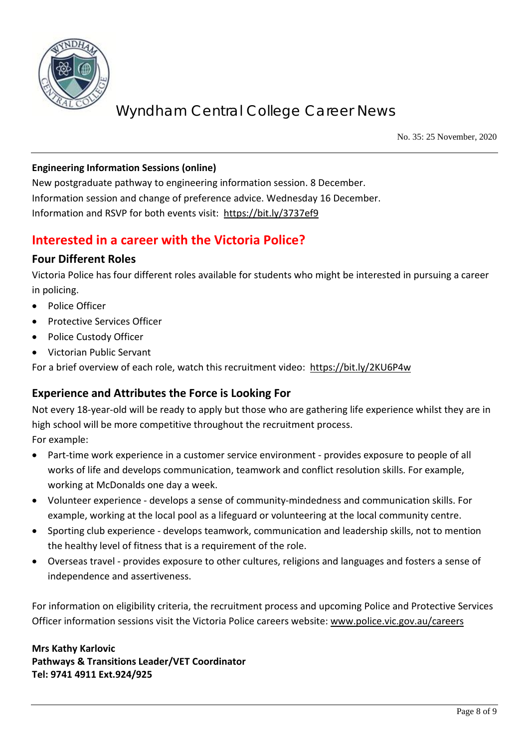**Engineering Information Sessions (online)**

New postgraduate pathway to engineering information session. 8 December.
Information session and change of preference advice. Wednesday 16 December.
Information and RSVP for both events visit: https://bit.ly/3737ef9

## Interested in a career with the Victoria Police?

### Four Different Roles

Victoria Police has four different roles available for students who might be interested in pursuing a career in policing.

- Police Officer
- Protective Services Officer
- Police Custody Officer
- Victorian Public Servant

For a brief overview of each role, watch this recruitment video: https://bit.ly/2KU6P4w

### Experience and Attributes the Force is Looking For

Not every 18-year-old will be ready to apply but those who are gathering life experience whilst they are in high school will be more competitive throughout the recruitment process.
For example:

- Part-time work experience in a customer service environment - provides exposure to people of all works of life and develops communication, teamwork and conflict resolution skills. For example, working at McDonalds one day a week.
- Volunteer experience - develops a sense of community-mindedness and communication skills. For example, working at the local pool as a lifeguard or volunteering at the local community centre.
- Sporting club experience - develops teamwork, communication and leadership skills, not to mention the healthy level of fitness that is a requirement of the role.
- Overseas travel - provides exposure to other cultures, religions and languages and fosters a sense of independence and assertiveness.

For information on eligibility criteria, the recruitment process and upcoming Police and Protective Services Officer information sessions visit the Victoria Police careers website: www.police.vic.gov.au/careers

**Mrs Kathy Karlovic**
**Pathways & Transitions Leader/VET Coordinator**
**Tel: 9741 4911 Ext.924/925**